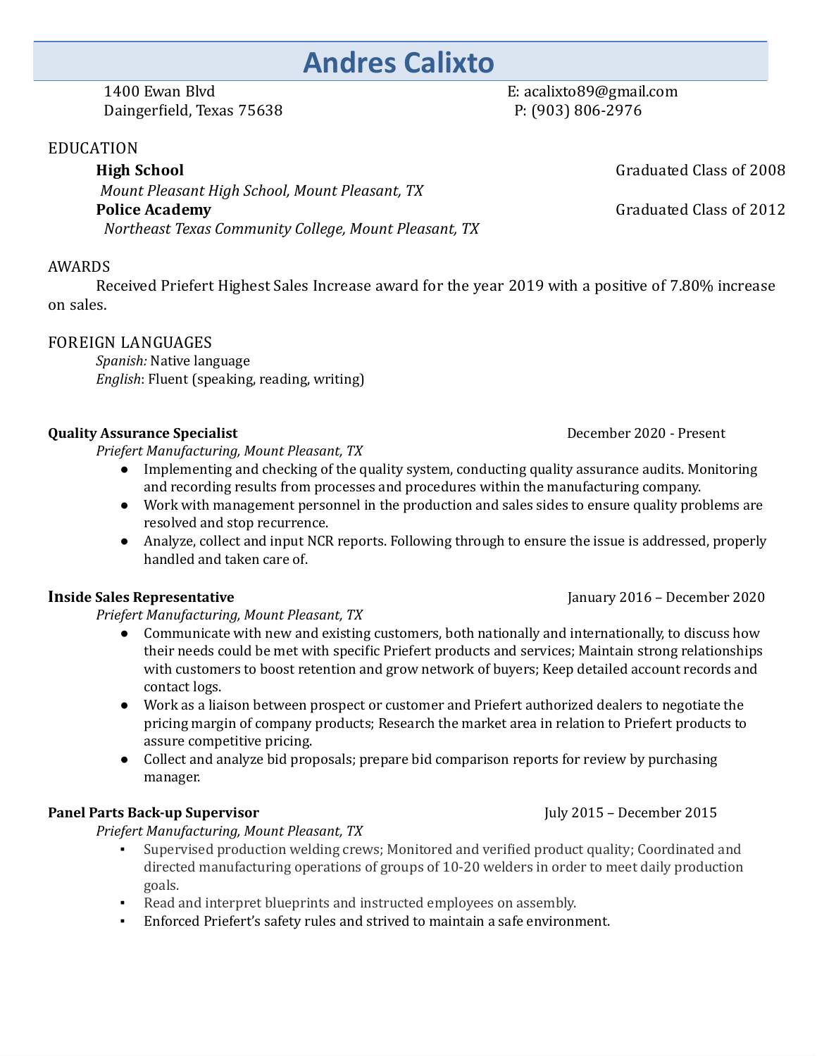# Andres Calixto

1400 Ewan Blvd
Daingerfield, Texas 75638

E: acalixto89@gmail.com
P: (903) 806-2976

## EDUCATION

**High School** — Graduated Class of 2008
*Mount Pleasant High School, Mount Pleasant, TX*

**Police Academy** — Graduated Class of 2012
*Northeast Texas Community College, Mount Pleasant, TX*

## AWARDS

Received Priefert Highest Sales Increase award for the year 2019 with a positive of 7.80% increase on sales.

## FOREIGN LANGUAGES

*Spanish:* Native language
*English*: Fluent (speaking, reading, writing)

**Quality Assurance Specialist** — December 2020 - Present
*Priefert Manufacturing, Mount Pleasant, TX*

- Implementing and checking of the quality system, conducting quality assurance audits. Monitoring and recording results from processes and procedures within the manufacturing company.
- Work with management personnel in the production and sales sides to ensure quality problems are resolved and stop recurrence.
- Analyze, collect and input NCR reports. Following through to ensure the issue is addressed, properly handled and taken care of.

**Inside Sales Representative** — January 2016 – December 2020
*Priefert Manufacturing, Mount Pleasant, TX*

- Communicate with new and existing customers, both nationally and internationally, to discuss how their needs could be met with specific Priefert products and services; Maintain strong relationships with customers to boost retention and grow network of buyers; Keep detailed account records and contact logs.
- Work as a liaison between prospect or customer and Priefert authorized dealers to negotiate the pricing margin of company products; Research the market area in relation to Priefert products to assure competitive pricing.
- Collect and analyze bid proposals; prepare bid comparison reports for review by purchasing manager.

**Panel Parts Back-up Supervisor** — July 2015 – December 2015
*Priefert Manufacturing, Mount Pleasant, TX*

- Supervised production welding crews; Monitored and verified product quality; Coordinated and directed manufacturing operations of groups of 10-20 welders in order to meet daily production goals.
- Read and interpret blueprints and instructed employees on assembly.
- Enforced Priefert's safety rules and strived to maintain a safe environment.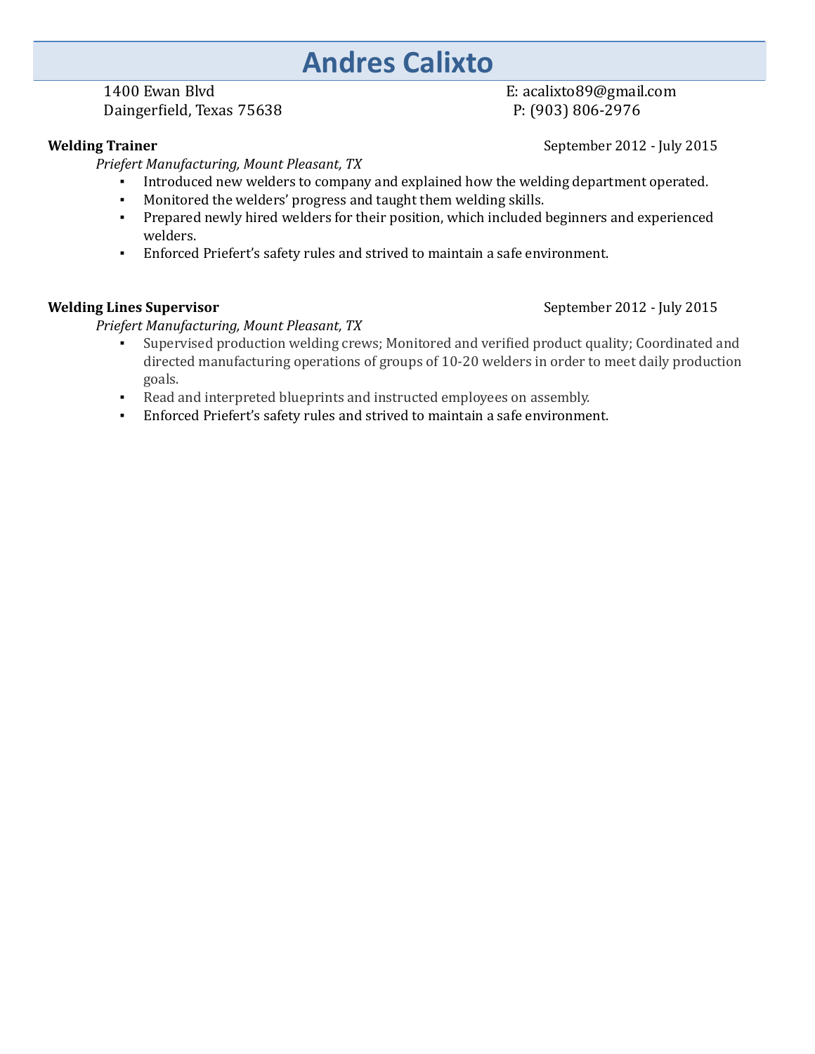# Andres Calixto

1400 Ewan Blvd
Daingerfield, Texas 75638

E: acalixto89@gmail.com
P: (903) 806-2976

**Welding Trainer** September 2012 - July 2015

*Priefert Manufacturing, Mount Pleasant, TX*

- Introduced new welders to company and explained how the welding department operated.
- Monitored the welders' progress and taught them welding skills.
- Prepared newly hired welders for their position, which included beginners and experienced welders.
- Enforced Priefert's safety rules and strived to maintain a safe environment.

**Welding Lines Supervisor** September 2012 - July 2015

*Priefert Manufacturing, Mount Pleasant, TX*

- Supervised production welding crews; Monitored and verified product quality; Coordinated and directed manufacturing operations of groups of 10-20 welders in order to meet daily production goals.
- Read and interpreted blueprints and instructed employees on assembly.
- Enforced Priefert's safety rules and strived to maintain a safe environment.